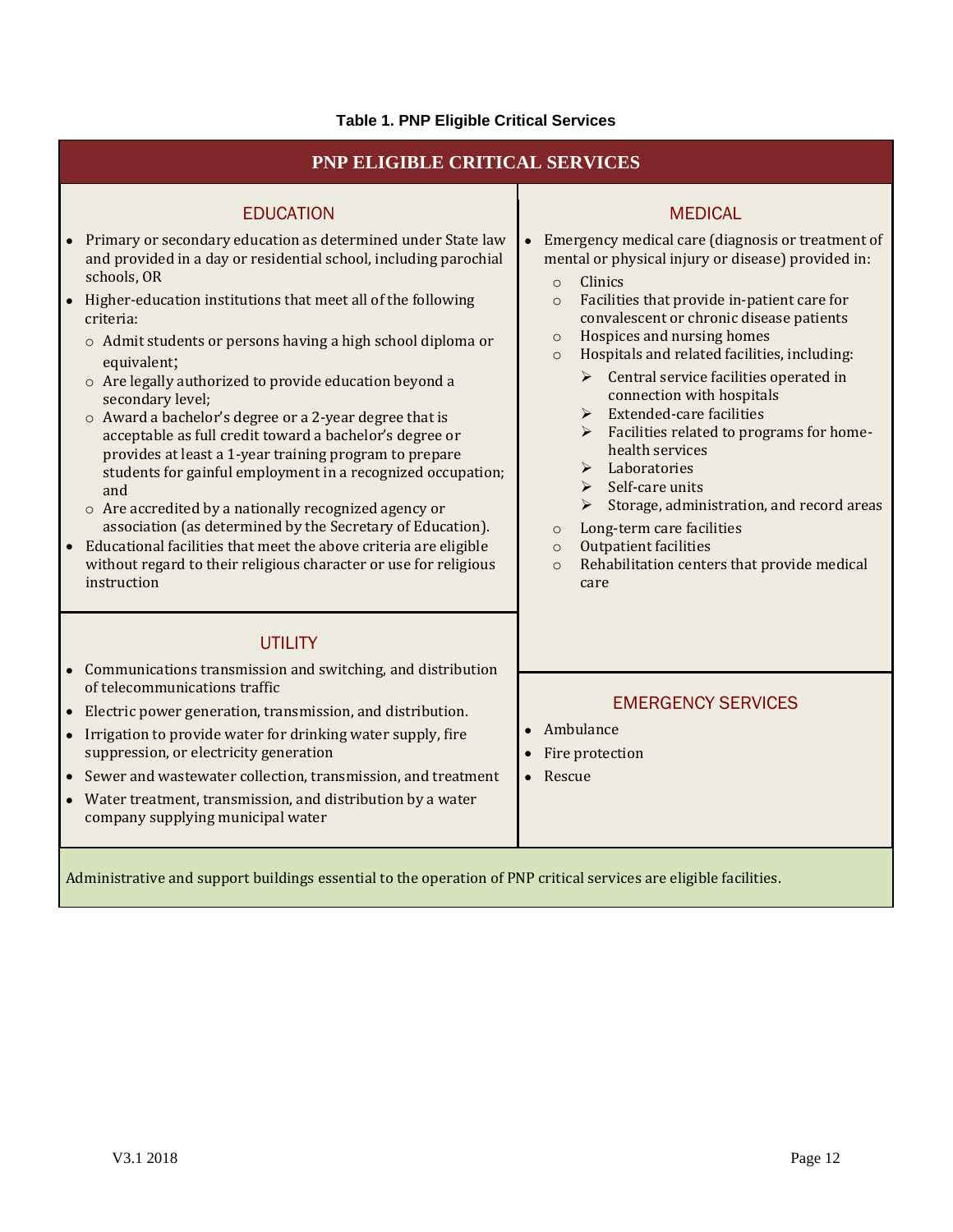**Table 1. PNP Eligible Critical Services**

## PNP ELIGIBLE CRITICAL SERVICES

### EDUCATION

- Primary or secondary education as determined under State law and provided in a day or residential school, including parochial schools, OR
- Higher-education institutions that meet all of the following criteria:
  - Admit students or persons having a high school diploma or equivalent;
  - Are legally authorized to provide education beyond a secondary level;
  - Award a bachelor's degree or a 2-year degree that is acceptable as full credit toward a bachelor's degree or provides at least a 1-year training program to prepare students for gainful employment in a recognized occupation; and
  - Are accredited by a nationally recognized agency or association (as determined by the Secretary of Education).
- Educational facilities that meet the above criteria are eligible without regard to their religious character or use for religious instruction

### UTILITY

- Communications transmission and switching, and distribution of telecommunications traffic
- Electric power generation, transmission, and distribution.
- Irrigation to provide water for drinking water supply, fire suppression, or electricity generation
- Sewer and wastewater collection, transmission, and treatment
- Water treatment, transmission, and distribution by a water company supplying municipal water

### MEDICAL

- Emergency medical care (diagnosis or treatment of mental or physical injury or disease) provided in:
  - Clinics
  - Facilities that provide in-patient care for convalescent or chronic disease patients
  - Hospices and nursing homes
  - Hospitals and related facilities, including:
    - Central service facilities operated in connection with hospitals
    - Extended-care facilities
    - Facilities related to programs for home-health services
    - Laboratories
    - Self-care units
    - Storage, administration, and record areas
  - Long-term care facilities
  - Outpatient facilities
  - Rehabilitation centers that provide medical care

### EMERGENCY SERVICES

- Ambulance
- Fire protection
- Rescue

Administrative and support buildings essential to the operation of PNP critical services are eligible facilities.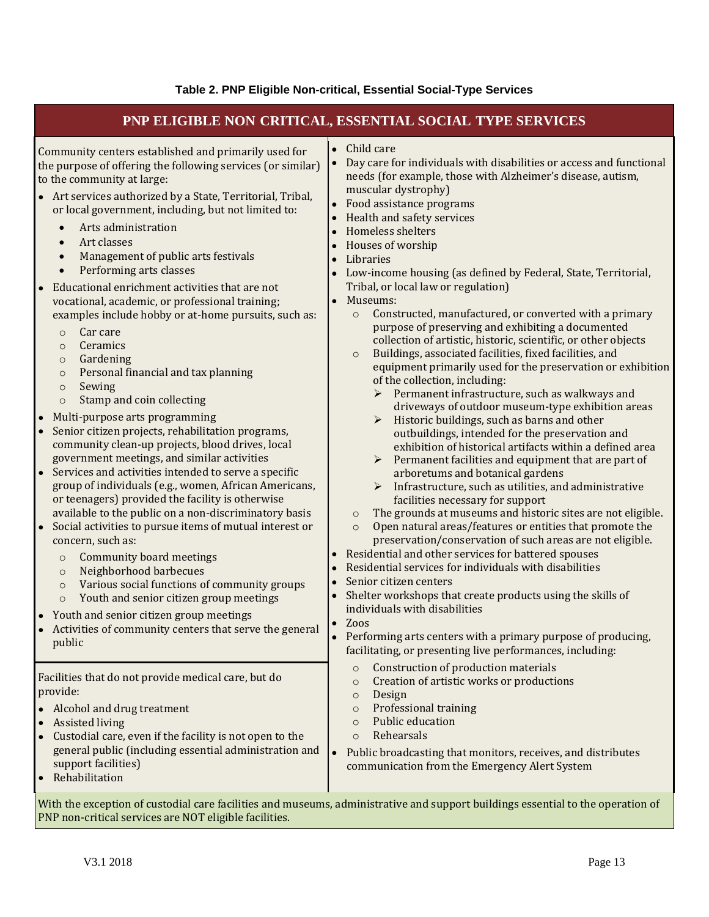**Table 2. PNP Eligible Non-critical, Essential Social-Type Services**

## PNP ELIGIBLE NON CRITICAL, ESSENTIAL SOCIAL TYPE SERVICES

Community centers established and primarily used for the purpose of offering the following services (or similar) to the community at large:

- Art services authorized by a State, Territorial, Tribal, or local government, including, but not limited to:
  - Arts administration
  - Art classes
  - Management of public arts festivals
  - Performing arts classes
- Educational enrichment activities that are not vocational, academic, or professional training; examples include hobby or at-home pursuits, such as:
  - Car care
  - Ceramics
  - Gardening
  - Personal financial and tax planning
  - Sewing
  - Stamp and coin collecting
- Multi-purpose arts programming
- Senior citizen projects, rehabilitation programs, community clean-up projects, blood drives, local government meetings, and similar activities
- Services and activities intended to serve a specific group of individuals (e.g., women, African Americans, or teenagers) provided the facility is otherwise available to the public on a non-discriminatory basis
- Social activities to pursue items of mutual interest or concern, such as:
  - Community board meetings
  - Neighborhood barbecues
  - Various social functions of community groups
  - Youth and senior citizen group meetings
- Youth and senior citizen group meetings
- Activities of community centers that serve the general public

Facilities that do not provide medical care, but do provide:

- Alcohol and drug treatment
- Assisted living
- Custodial care, even if the facility is not open to the general public (including essential administration and support facilities)
- Rehabilitation

- Child care
- Day care for individuals with disabilities or access and functional needs (for example, those with Alzheimer's disease, autism, muscular dystrophy)
- Food assistance programs
- Health and safety services
- Homeless shelters
- Houses of worship
- Libraries
- Low-income housing (as defined by Federal, State, Territorial, Tribal, or local law or regulation)
- Museums:
  - Constructed, manufactured, or converted with a primary purpose of preserving and exhibiting a documented collection of artistic, historic, scientific, or other objects
  - Buildings, associated facilities, fixed facilities, and equipment primarily used for the preservation or exhibition of the collection, including:
    - Permanent infrastructure, such as walkways and driveways of outdoor museum-type exhibition areas
    - Historic buildings, such as barns and other outbuildings, intended for the preservation and exhibition of historical artifacts within a defined area
    - Permanent facilities and equipment that are part of arboretums and botanical gardens
    - Infrastructure, such as utilities, and administrative facilities necessary for support
  - The grounds at museums and historic sites are not eligible.
  - Open natural areas/features or entities that promote the preservation/conservation of such areas are not eligible.
- Residential and other services for battered spouses
- Residential services for individuals with disabilities
- Senior citizen centers
- Shelter workshops that create products using the skills of individuals with disabilities
- Zoos
- Performing arts centers with a primary purpose of producing, facilitating, or presenting live performances, including:
  - Construction of production materials
  - Creation of artistic works or productions
  - Design
  - Professional training
  - Public education
  - Rehearsals
- Public broadcasting that monitors, receives, and distributes communication from the Emergency Alert System

With the exception of custodial care facilities and museums, administrative and support buildings essential to the operation of PNP non-critical services are NOT eligible facilities.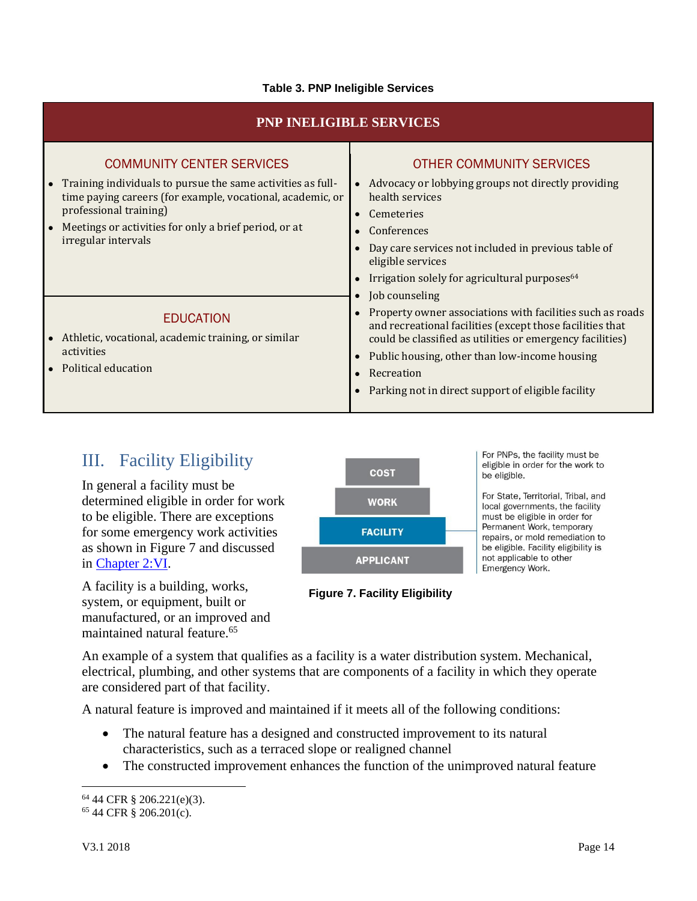**Table 3. PNP Ineligible Services**

| PNP INELIGIBLE SERVICES | |
|---|---|
| **COMMUNITY CENTER SERVICES**<br>• Training individuals to pursue the same activities as full-time paying careers (for example, vocational, academic, or professional training)<br>• Meetings or activities for only a brief period, or at irregular intervals<br><br>**EDUCATION**<br>• Athletic, vocational, academic training, or similar activities<br>• Political education | **OTHER COMMUNITY SERVICES**<br>• Advocacy or lobbying groups not directly providing health services<br>• Cemeteries<br>• Conferences<br>• Day care services not included in previous table of eligible services<br>• Irrigation solely for agricultural purposes[64]<br>• Job counseling<br>• Property owner associations with facilities such as roads and recreational facilities (except those facilities that could be classified as utilities or emergency facilities)<br>• Public housing, other than low-income housing<br>• Recreation<br>• Parking not in direct support of eligible facility |

## III. Facility Eligibility

In general a facility must be determined eligible in order for work to be eligible. There are exceptions for some emergency work activities as shown in Figure 7 and discussed in Chapter 2:VI.

A facility is a building, works, system, or equipment, built or manufactured, or an improved and maintained natural feature.[65]

COST

WORK

FACILITY

APPLICANT

For PNPs, the facility must be eligible in order for the work to be eligible.

For State, Territorial, Tribal, and local governments, the facility must be eligible in order for Permanent Work, temporary repairs, or mold remediation to be eligible. Facility eligibility is not applicable to other Emergency Work.

**Figure 7. Facility Eligibility**

An example of a system that qualifies as a facility is a water distribution system. Mechanical, electrical, plumbing, and other systems that are components of a facility in which they operate are considered part of that facility.

A natural feature is improved and maintained if it meets all of the following conditions:

- The natural feature has a designed and constructed improvement to its natural characteristics, such as a terraced slope or realigned channel
- The constructed improvement enhances the function of the unimproved natural feature

---

[64] 44 CFR § 206.221(e)(3).

[65] 44 CFR § 206.201(c).